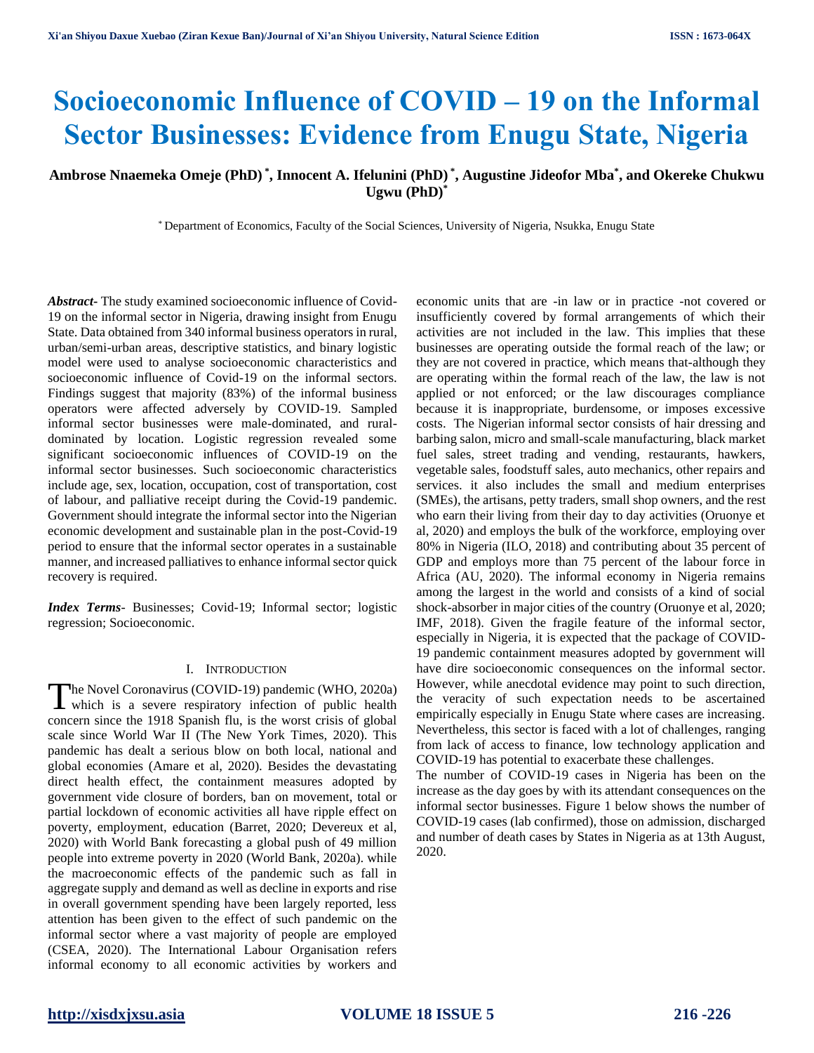# Socioeconomic Influence of COVID – 19 on the Informal Sector Businesses: Evidence from Enugu State, Nigeria

**Ambrose Nnaemeka Omeje (PhD) [*], Innocent A. Ifelunini (PhD) [*], Augustine Jideofor Mba[*], and Okereke Chukwu Ugwu (PhD)[*]**

[*] Department of Economics, Faculty of the Social Sciences, University of Nigeria, Nsukka, Enugu State

***Abstract-*** The study examined socioeconomic influence of Covid-19 on the informal sector in Nigeria, drawing insight from Enugu State. Data obtained from 340 informal business operators in rural, urban/semi-urban areas, descriptive statistics, and binary logistic model were used to analyse socioeconomic characteristics and socioeconomic influence of Covid-19 on the informal sectors. Findings suggest that majority (83%) of the informal business operators were affected adversely by COVID-19. Sampled informal sector businesses were male-dominated, and rural-dominated by location. Logistic regression revealed some significant socioeconomic influences of COVID-19 on the informal sector businesses. Such socioeconomic characteristics include age, sex, location, occupation, cost of transportation, cost of labour, and palliative receipt during the Covid-19 pandemic. Government should integrate the informal sector into the Nigerian economic development and sustainable plan in the post-Covid-19 period to ensure that the informal sector operates in a sustainable manner, and increased palliatives to enhance informal sector quick recovery is required.

***Index Terms-*** Businesses; Covid-19; Informal sector; logistic regression; Socioeconomic.

## I. Introduction

The Novel Coronavirus (COVID-19) pandemic (WHO, 2020a) which is a severe respiratory infection of public health concern since the 1918 Spanish flu, is the worst crisis of global scale since World War II (The New York Times, 2020). This pandemic has dealt a serious blow on both local, national and global economies (Amare et al, 2020). Besides the devastating direct health effect, the containment measures adopted by government vide closure of borders, ban on movement, total or partial lockdown of economic activities all have ripple effect on poverty, employment, education (Barret, 2020; Devereux et al, 2020) with World Bank forecasting a global push of 49 million people into extreme poverty in 2020 (World Bank, 2020a). while the macroeconomic effects of the pandemic such as fall in aggregate supply and demand as well as decline in exports and rise in overall government spending have been largely reported, less attention has been given to the effect of such pandemic on the informal sector where a vast majority of people are employed (CSEA, 2020). The International Labour Organisation refers informal economy to all economic activities by workers and economic units that are -in law or in practice -not covered or insufficiently covered by formal arrangements of which their activities are not included in the law. This implies that these businesses are operating outside the formal reach of the law; or they are not covered in practice, which means that-although they are operating within the formal reach of the law, the law is not applied or not enforced; or the law discourages compliance because it is inappropriate, burdensome, or imposes excessive costs. The Nigerian informal sector consists of hair dressing and barbing salon, micro and small-scale manufacturing, black market fuel sales, street trading and vending, restaurants, hawkers, vegetable sales, foodstuff sales, auto mechanics, other repairs and services. it also includes the small and medium enterprises (SMEs), the artisans, petty traders, small shop owners, and the rest who earn their living from their day to day activities (Oruonye et al, 2020) and employs the bulk of the workforce, employing over 80% in Nigeria (ILO, 2018) and contributing about 35 percent of GDP and employs more than 75 percent of the labour force in Africa (AU, 2020). The informal economy in Nigeria remains among the largest in the world and consists of a kind of social shock-absorber in major cities of the country (Oruonye et al, 2020; IMF, 2018). Given the fragile feature of the informal sector, especially in Nigeria, it is expected that the package of COVID-19 pandemic containment measures adopted by government will have dire socioeconomic consequences on the informal sector. However, while anecdotal evidence may point to such direction, the veracity of such expectation needs to be ascertained empirically especially in Enugu State where cases are increasing. Nevertheless, this sector is faced with a lot of challenges, ranging from lack of access to finance, low technology application and COVID-19 has potential to exacerbate these challenges.

The number of COVID-19 cases in Nigeria has been on the increase as the day goes by with its attendant consequences on the informal sector businesses. Figure 1 below shows the number of COVID-19 cases (lab confirmed), those on admission, discharged and number of death cases by States in Nigeria as at 13th August, 2020.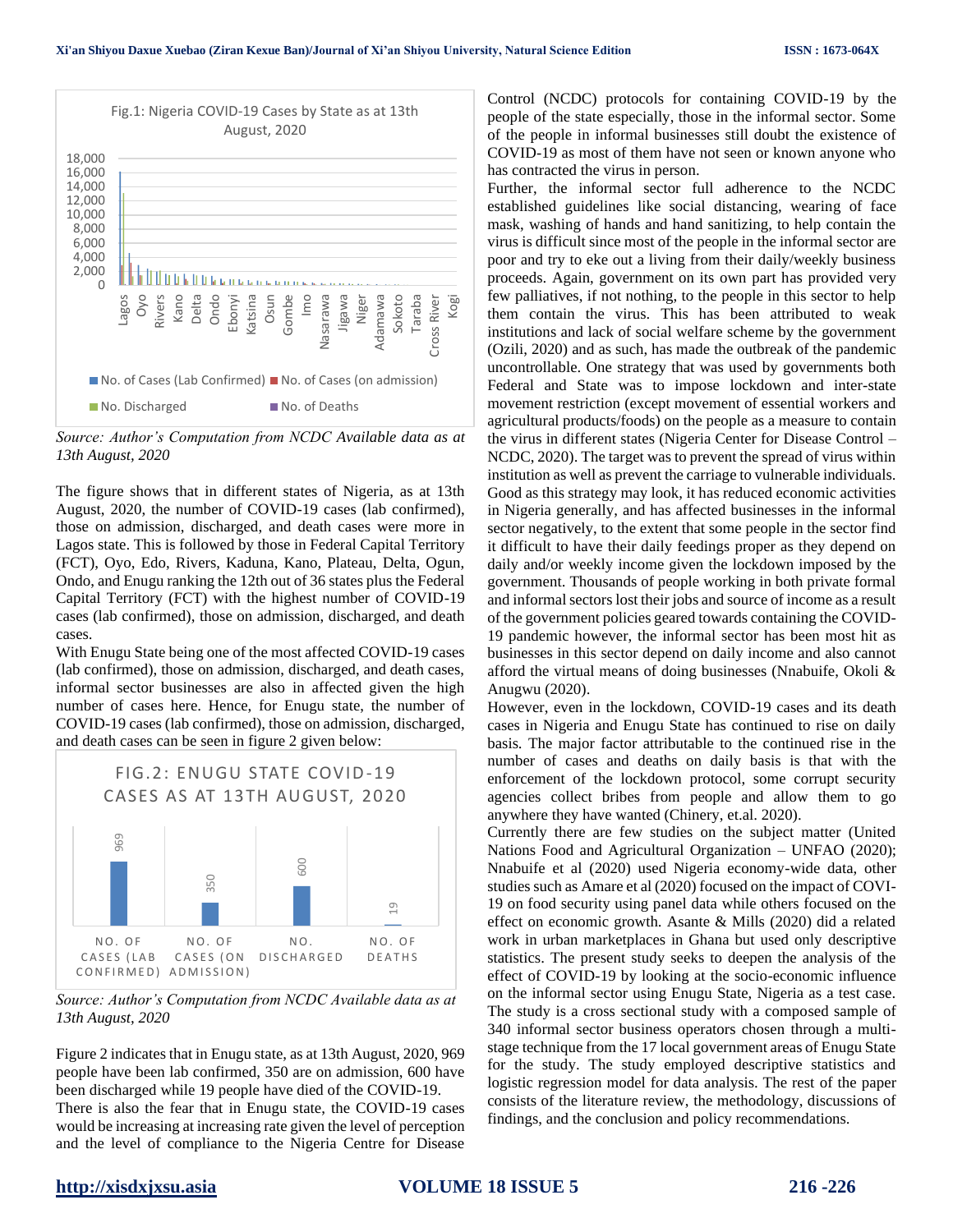Fig.1: Nigeria COVID-19 Cases by State as at 13th August, 2020

*Source: Author's Computation from NCDC Available data as at 13th August, 2020*

The figure shows that in different states of Nigeria, as at 13th August, 2020, the number of COVID-19 cases (lab confirmed), those on admission, discharged, and death cases were more in Lagos state. This is followed by those in Federal Capital Territory (FCT), Oyo, Edo, Rivers, Kaduna, Kano, Plateau, Delta, Ogun, Ondo, and Enugu ranking the 12th out of 36 states plus the Federal Capital Territory (FCT) with the highest number of COVID-19 cases (lab confirmed), those on admission, discharged, and death cases.

With Enugu State being one of the most affected COVID-19 cases (lab confirmed), those on admission, discharged, and death cases, informal sector businesses are also in affected given the high number of cases here. Hence, for Enugu state, the number of COVID-19 cases (lab confirmed), those on admission, discharged, and death cases can be seen in figure 2 given below:

FIG.2: ENUGU STATE COVID-19 CASES AS AT 13TH AUGUST, 2020

| No. of Cases (Lab Confirmed) | No. of Cases (on Admission) | No. Discharged | No. of Deaths |
|---|---|---|---|
| 969 | 350 | 600 | 19 |

*Source: Author's Computation from NCDC Available data as at 13th August, 2020*

Figure 2 indicates that in Enugu state, as at 13th August, 2020, 969 people have been lab confirmed, 350 are on admission, 600 have been discharged while 19 people have died of the COVID-19.

There is also the fear that in Enugu state, the COVID-19 cases would be increasing at increasing rate given the level of perception and the level of compliance to the Nigeria Centre for Disease Control (NCDC) protocols for containing COVID-19 by the people of the state especially, those in the informal sector. Some of the people in informal businesses still doubt the existence of COVID-19 as most of them have not seen or known anyone who has contracted the virus in person.

Further, the informal sector full adherence to the NCDC established guidelines like social distancing, wearing of face mask, washing of hands and hand sanitizing, to help contain the virus is difficult since most of the people in the informal sector are poor and try to eke out a living from their daily/weekly business proceeds. Again, government on its own part has provided very few palliatives, if not nothing, to the people in this sector to help them contain the virus. This has been attributed to weak institutions and lack of social welfare scheme by the government (Ozili, 2020) and as such, has made the outbreak of the pandemic uncontrollable. One strategy that was used by governments both Federal and State was to impose lockdown and inter-state movement restriction (except movement of essential workers and agricultural products/foods) on the people as a measure to contain the virus in different states (Nigeria Center for Disease Control – NCDC, 2020). The target was to prevent the spread of virus within institution as well as prevent the carriage to vulnerable individuals. Good as this strategy may look, it has reduced economic activities in Nigeria generally, and has affected businesses in the informal sector negatively, to the extent that some people in the sector find it difficult to have their daily feedings proper as they depend on daily and/or weekly income given the lockdown imposed by the government. Thousands of people working in both private formal and informal sectors lost their jobs and source of income as a result of the government policies geared towards containing the COVID-19 pandemic however, the informal sector has been most hit as businesses in this sector depend on daily income and also cannot afford the virtual means of doing businesses (Nnabuife, Okoli & Anugwu (2020).

However, even in the lockdown, COVID-19 cases and its death cases in Nigeria and Enugu State has continued to rise on daily basis. The major factor attributable to the continued rise in the number of cases and deaths on daily basis is that with the enforcement of the lockdown protocol, some corrupt security agencies collect bribes from people and allow them to go anywhere they have wanted (Chinery, et.al. 2020).

Currently there are few studies on the subject matter (United Nations Food and Agricultural Organization – UNFAO (2020); Nnabuife et al (2020) used Nigeria economy-wide data, other studies such as Amare et al (2020) focused on the impact of COVI-19 on food security using panel data while others focused on the effect on economic growth. Asante & Mills (2020) did a related work in urban marketplaces in Ghana but used only descriptive statistics. The present study seeks to deepen the analysis of the effect of COVID-19 by looking at the socio-economic influence on the informal sector using Enugu State, Nigeria as a test case. The study is a cross sectional study with a composed sample of 340 informal sector business operators chosen through a multi-stage technique from the 17 local government areas of Enugu State for the study. The study employed descriptive statistics and logistic regression model for data analysis. The rest of the paper consists of the literature review, the methodology, discussions of findings, and the conclusion and policy recommendations.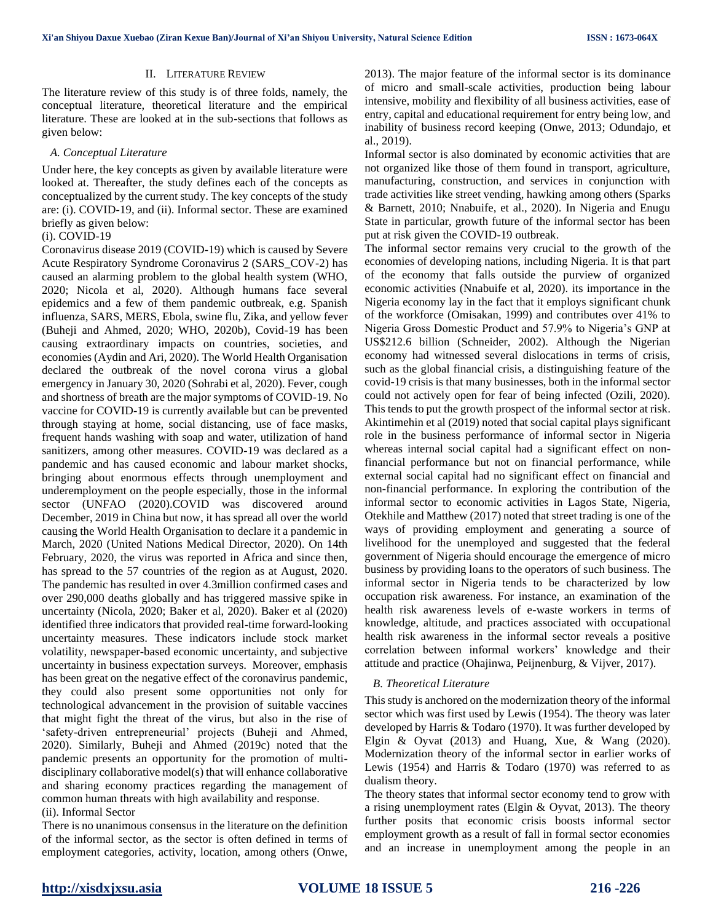## II. Literature Review

The literature review of this study is of three folds, namely, the conceptual literature, theoretical literature and the empirical literature. These are looked at in the sub-sections that follows as given below:

### *A. Conceptual Literature*

Under here, the key concepts as given by available literature were looked at. Thereafter, the study defines each of the concepts as conceptualized by the current study. The key concepts of the study are: (i). COVID-19, and (ii). Informal sector. These are examined briefly as given below:

(i). COVID-19

Coronavirus disease 2019 (COVID-19) which is caused by Severe Acute Respiratory Syndrome Coronavirus 2 (SARS_COV-2) has caused an alarming problem to the global health system (WHO, 2020; Nicola et al, 2020). Although humans face several epidemics and a few of them pandemic outbreak, e.g. Spanish influenza, SARS, MERS, Ebola, swine flu, Zika, and yellow fever (Buheji and Ahmed, 2020; WHO, 2020b), Covid-19 has been causing extraordinary impacts on countries, societies, and economies (Aydin and Ari, 2020). The World Health Organisation declared the outbreak of the novel corona virus a global emergency in January 30, 2020 (Sohrabi et al, 2020). Fever, cough and shortness of breath are the major symptoms of COVID-19. No vaccine for COVID-19 is currently available but can be prevented through staying at home, social distancing, use of face masks, frequent hands washing with soap and water, utilization of hand sanitizers, among other measures. COVID-19 was declared as a pandemic and has caused economic and labour market shocks, bringing about enormous effects through unemployment and underemployment on the people especially, those in the informal sector (UNFAO (2020).COVID was discovered around December, 2019 in China but now, it has spread all over the world causing the World Health Organisation to declare it a pandemic in March, 2020 (United Nations Medical Director, 2020). On 14th February, 2020, the virus was reported in Africa and since then, has spread to the 57 countries of the region as at August, 2020. The pandemic has resulted in over 4.3million confirmed cases and over 290,000 deaths globally and has triggered massive spike in uncertainty (Nicola, 2020; Baker et al, 2020). Baker et al (2020) identified three indicators that provided real-time forward-looking uncertainty measures. These indicators include stock market volatility, newspaper-based economic uncertainty, and subjective uncertainty in business expectation surveys. Moreover, emphasis has been great on the negative effect of the coronavirus pandemic, they could also present some opportunities not only for technological advancement in the provision of suitable vaccines that might fight the threat of the virus, but also in the rise of 'safety-driven entrepreneurial' projects (Buheji and Ahmed, 2020). Similarly, Buheji and Ahmed (2019c) noted that the pandemic presents an opportunity for the promotion of multi-disciplinary collaborative model(s) that will enhance collaborative and sharing economy practices regarding the management of common human threats with high availability and response.

(ii). Informal Sector

There is no unanimous consensus in the literature on the definition of the informal sector, as the sector is often defined in terms of employment categories, activity, location, among others (Onwe, 2013). The major feature of the informal sector is its dominance of micro and small-scale activities, production being labour intensive, mobility and flexibility of all business activities, ease of entry, capital and educational requirement for entry being low, and inability of business record keeping (Onwe, 2013; Odundajo, et al., 2019).

Informal sector is also dominated by economic activities that are not organized like those of them found in transport, agriculture, manufacturing, construction, and services in conjunction with trade activities like street vending, hawking among others (Sparks & Barnett, 2010; Nnabuife, et al., 2020). In Nigeria and Enugu State in particular, growth future of the informal sector has been put at risk given the COVID-19 outbreak.

The informal sector remains very crucial to the growth of the economies of developing nations, including Nigeria. It is that part of the economy that falls outside the purview of organized economic activities (Nnabuife et al, 2020). its importance in the Nigeria economy lay in the fact that it employs significant chunk of the workforce (Omisakan, 1999) and contributes over 41% to Nigeria Gross Domestic Product and 57.9% to Nigeria's GNP at US$212.6 billion (Schneider, 2002). Although the Nigerian economy had witnessed several dislocations in terms of crisis, such as the global financial crisis, a distinguishing feature of the covid-19 crisis is that many businesses, both in the informal sector could not actively open for fear of being infected (Ozili, 2020). This tends to put the growth prospect of the informal sector at risk. Akintimehin et al (2019) noted that social capital plays significant role in the business performance of informal sector in Nigeria whereas internal social capital had a significant effect on non-financial performance but not on financial performance, while external social capital had no significant effect on financial and non-financial performance. In exploring the contribution of the informal sector to economic activities in Lagos State, Nigeria, Otekhile and Matthew (2017) noted that street trading is one of the ways of providing employment and generating a source of livelihood for the unemployed and suggested that the federal government of Nigeria should encourage the emergence of micro business by providing loans to the operators of such business. The informal sector in Nigeria tends to be characterized by low occupation risk awareness. For instance, an examination of the health risk awareness levels of e-waste workers in terms of knowledge, altitude, and practices associated with occupational health risk awareness in the informal sector reveals a positive correlation between informal workers' knowledge and their attitude and practice (Ohajinwa, Peijnenburg, & Vijver, 2017).

### *B. Theoretical Literature*

This study is anchored on the modernization theory of the informal sector which was first used by Lewis (1954). The theory was later developed by Harris & Todaro (1970). It was further developed by Elgin & Oyvat (2013) and Huang, Xue, & Wang (2020). Modernization theory of the informal sector in earlier works of Lewis (1954) and Harris & Todaro (1970) was referred to as dualism theory.

The theory states that informal sector economy tend to grow with a rising unemployment rates (Elgin & Oyvat, 2013). The theory further posits that economic crisis boosts informal sector employment growth as a result of fall in formal sector economies and an increase in unemployment among the people in an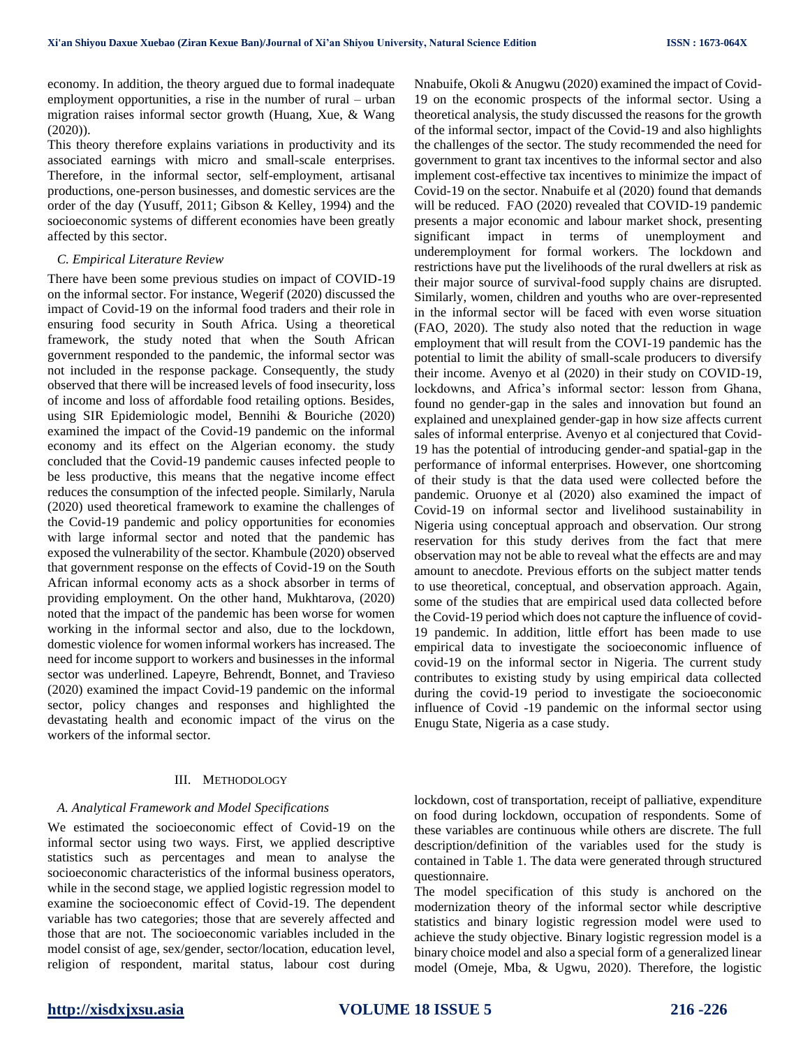economy. In addition, the theory argued due to formal inadequate employment opportunities, a rise in the number of rural – urban migration raises informal sector growth (Huang, Xue, & Wang (2020)).

This theory therefore explains variations in productivity and its associated earnings with micro and small-scale enterprises. Therefore, in the informal sector, self-employment, artisanal productions, one-person businesses, and domestic services are the order of the day (Yusuff, 2011; Gibson & Kelley, 1994) and the socioeconomic systems of different economies have been greatly affected by this sector.

### *C. Empirical Literature Review*

There have been some previous studies on impact of COVID-19 on the informal sector. For instance, Wegerif (2020) discussed the impact of Covid-19 on the informal food traders and their role in ensuring food security in South Africa. Using a theoretical framework, the study noted that when the South African government responded to the pandemic, the informal sector was not included in the response package. Consequently, the study observed that there will be increased levels of food insecurity, loss of income and loss of affordable food retailing options. Besides, using SIR Epidemiologic model, Bennihi & Bouriche (2020) examined the impact of the Covid-19 pandemic on the informal economy and its effect on the Algerian economy. the study concluded that the Covid-19 pandemic causes infected people to be less productive, this means that the negative income effect reduces the consumption of the infected people. Similarly, Narula (2020) used theoretical framework to examine the challenges of the Covid-19 pandemic and policy opportunities for economies with large informal sector and noted that the pandemic has exposed the vulnerability of the sector. Khambule (2020) observed that government response on the effects of Covid-19 on the South African informal economy acts as a shock absorber in terms of providing employment. On the other hand, Mukhtarova, (2020) noted that the impact of the pandemic has been worse for women working in the informal sector and also, due to the lockdown, domestic violence for women informal workers has increased. The need for income support to workers and businesses in the informal sector was underlined. Lapeyre, Behrendt, Bonnet, and Travieso (2020) examined the impact Covid-19 pandemic on the informal sector, policy changes and responses and highlighted the devastating health and economic impact of the virus on the workers of the informal sector.

Nnabuife, Okoli & Anugwu (2020) examined the impact of Covid-19 on the economic prospects of the informal sector. Using a theoretical analysis, the study discussed the reasons for the growth of the informal sector, impact of the Covid-19 and also highlights the challenges of the sector. The study recommended the need for government to grant tax incentives to the informal sector and also implement cost-effective tax incentives to minimize the impact of Covid-19 on the sector. Nnabuife et al (2020) found that demands will be reduced. FAO (2020) revealed that COVID-19 pandemic presents a major economic and labour market shock, presenting significant impact in terms of unemployment and underemployment for formal workers. The lockdown and restrictions have put the livelihoods of the rural dwellers at risk as their major source of survival-food supply chains are disrupted. Similarly, women, children and youths who are over-represented in the informal sector will be faced with even worse situation (FAO, 2020). The study also noted that the reduction in wage employment that will result from the COVI-19 pandemic has the potential to limit the ability of small-scale producers to diversify their income. Avenyo et al (2020) in their study on COVID-19, lockdowns, and Africa's informal sector: lesson from Ghana, found no gender-gap in the sales and innovation but found an explained and unexplained gender-gap in how size affects current sales of informal enterprise. Avenyo et al conjectured that Covid-19 has the potential of introducing gender-and spatial-gap in the performance of informal enterprises. However, one shortcoming of their study is that the data used were collected before the pandemic. Oruonye et al (2020) also examined the impact of Covid-19 on informal sector and livelihood sustainability in Nigeria using conceptual approach and observation. Our strong reservation for this study derives from the fact that mere observation may not be able to reveal what the effects are and may amount to anecdote. Previous efforts on the subject matter tends to use theoretical, conceptual, and observation approach. Again, some of the studies that are empirical used data collected before the Covid-19 period which does not capture the influence of covid-19 pandemic. In addition, little effort has been made to use empirical data to investigate the socioeconomic influence of covid-19 on the informal sector in Nigeria. The current study contributes to existing study by using empirical data collected during the covid-19 period to investigate the socioeconomic influence of Covid -19 pandemic on the informal sector using Enugu State, Nigeria as a case study.

## III. Methodology

### *A. Analytical Framework and Model Specifications*

We estimated the socioeconomic effect of Covid-19 on the informal sector using two ways. First, we applied descriptive statistics such as percentages and mean to analyse the socioeconomic characteristics of the informal business operators, while in the second stage, we applied logistic regression model to examine the socioeconomic effect of Covid-19. The dependent variable has two categories; those that are severely affected and those that are not. The socioeconomic variables included in the model consist of age, sex/gender, sector/location, education level, religion of respondent, marital status, labour cost during lockdown, cost of transportation, receipt of palliative, expenditure on food during lockdown, occupation of respondents. Some of these variables are continuous while others are discrete. The full description/definition of the variables used for the study is contained in Table 1. The data were generated through structured questionnaire.

The model specification of this study is anchored on the modernization theory of the informal sector while descriptive statistics and binary logistic regression model were used to achieve the study objective. Binary logistic regression model is a binary choice model and also a special form of a generalized linear model (Omeje, Mba, & Ugwu, 2020). Therefore, the logistic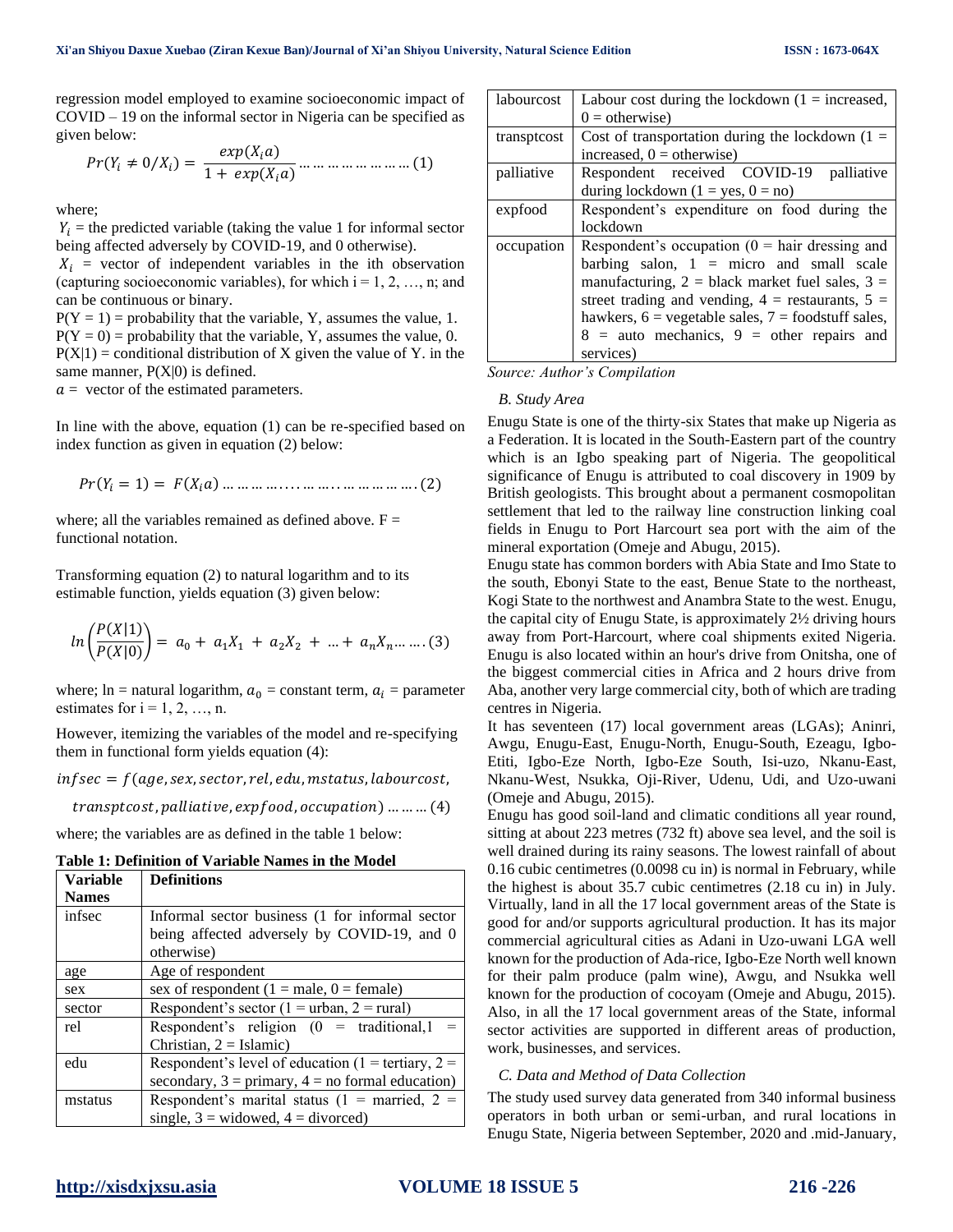regression model employed to examine socioeconomic impact of COVID – 19 on the informal sector in Nigeria can be specified as given below:

$$Pr(Y_i \neq 0/X_i) = \frac{exp(X_i a)}{1 + exp(X_i a)} \ldots\ldots\ldots\ldots\ldots\ldots\ldots (1)$$

where;
$Y_i$ = the predicted variable (taking the value 1 for informal sector being affected adversely by COVID-19, and 0 otherwise).
$X_i$ = vector of independent variables in the ith observation (capturing socioeconomic variables), for which i = 1, 2, …, n; and can be continuous or binary.
P(Y = 1) = probability that the variable, Y, assumes the value, 1.
P(Y = 0) = probability that the variable, Y, assumes the value, 0.
P(X|1) = conditional distribution of X given the value of Y. in the same manner, P(X|0) is defined.
$a$ = vector of the estimated parameters.

In line with the above, equation (1) can be re-specified based on index function as given in equation (2) below:

$$Pr(Y_i = 1) = F(X_i a) \ldots\ldots\ldots\ldots\ldots\ldots\ldots\ldots\ldots\ldots\ldots\ldots (2)$$

where; all the variables remained as defined above. F = functional notation.

Transforming equation (2) to natural logarithm and to its estimable function, yields equation (3) given below:

$$ln\left(\frac{P(X|1)}{P(X|0)}\right) = a_0 + a_1X_1 + a_2X_2 + \ldots + a_nX_n \ldots\ldots (3)$$

where; ln = natural logarithm, $a_0$ = constant term, $a_i$ = parameter estimates for i = 1, 2, …, n.

However, itemizing the variables of the model and re-specifying them in functional form yields equation (4):

$$infsec = f(age, sex, sector, rel, edu, mstatus, labourcost, transptcost, palliative, expfood, occupation) \ldots\ldots\ldots (4)$$

where; the variables are as defined in the table 1 below:

**Table 1: Definition of Variable Names in the Model**

| Variable Names | Definitions |
|---|---|
| infsec | Informal sector business (1 for informal sector being affected adversely by COVID-19, and 0 otherwise) |
| age | Age of respondent |
| sex | sex of respondent (1 = male, 0 = female) |
| sector | Respondent's sector (1 = urban, 2 = rural) |
| rel | Respondent's religion (0 = traditional,1 = Christian, 2 = Islamic) |
| edu | Respondent's level of education (1 = tertiary, 2 = secondary, 3 = primary, 4 = no formal education) |
| mstatus | Respondent's marital status (1 = married, 2 = single, 3 = widowed, 4 = divorced) |
| labourcost | Labour cost during the lockdown (1 = increased, 0 = otherwise) |
| transptcost | Cost of transportation during the lockdown (1 = increased, 0 = otherwise) |
| palliative | Respondent received COVID-19 palliative during lockdown (1 = yes, 0 = no) |
| expfood | Respondent's expenditure on food during the lockdown |
| occupation | Respondent's occupation (0 = hair dressing and barbing salon, 1 = micro and small scale manufacturing, 2 = black market fuel sales, 3 = street trading and vending, 4 = restaurants, 5 = hawkers, 6 = vegetable sales, 7 = foodstuff sales, 8 = auto mechanics, 9 = other repairs and services) |

*Source: Author's Compilation*

### *B. Study Area*

Enugu State is one of the thirty-six States that make up Nigeria as a Federation. It is located in the South-Eastern part of the country which is an Igbo speaking part of Nigeria. The geopolitical significance of Enugu is attributed to coal discovery in 1909 by British geologists. This brought about a permanent cosmopolitan settlement that led to the railway line construction linking coal fields in Enugu to Port Harcourt sea port with the aim of the mineral exportation (Omeje and Abugu, 2015).

Enugu state has common borders with Abia State and Imo State to the south, Ebonyi State to the east, Benue State to the northeast, Kogi State to the northwest and Anambra State to the west. Enugu, the capital city of Enugu State, is approximately 2½ driving hours away from Port-Harcourt, where coal shipments exited Nigeria. Enugu is also located within an hour's drive from Onitsha, one of the biggest commercial cities in Africa and 2 hours drive from Aba, another very large commercial city, both of which are trading centres in Nigeria.

It has seventeen (17) local government areas (LGAs); Aninri, Awgu, Enugu-East, Enugu-North, Enugu-South, Ezeagu, Igbo-Etiti, Igbo-Eze North, Igbo-Eze South, Isi-uzo, Nkanu-East, Nkanu-West, Nsukka, Oji-River, Udenu, Udi, and Uzo-uwani (Omeje and Abugu, 2015).

Enugu has good soil-land and climatic conditions all year round, sitting at about 223 metres (732 ft) above sea level, and the soil is well drained during its rainy seasons. The lowest rainfall of about 0.16 cubic centimetres (0.0098 cu in) is normal in February, while the highest is about 35.7 cubic centimetres (2.18 cu in) in July. Virtually, land in all the 17 local government areas of the State is good for and/or supports agricultural production. It has its major commercial agricultural cities as Adani in Uzo-uwani LGA well known for the production of Ada-rice, Igbo-Eze North well known for their palm produce (palm wine), Awgu, and Nsukka well known for the production of cocoyam (Omeje and Abugu, 2015). Also, in all the 17 local government areas of the State, informal sector activities are supported in different areas of production, work, businesses, and services.

### *C. Data and Method of Data Collection*

The study used survey data generated from 340 informal business operators in both urban or semi-urban, and rural locations in Enugu State, Nigeria between September, 2020 and .mid-January,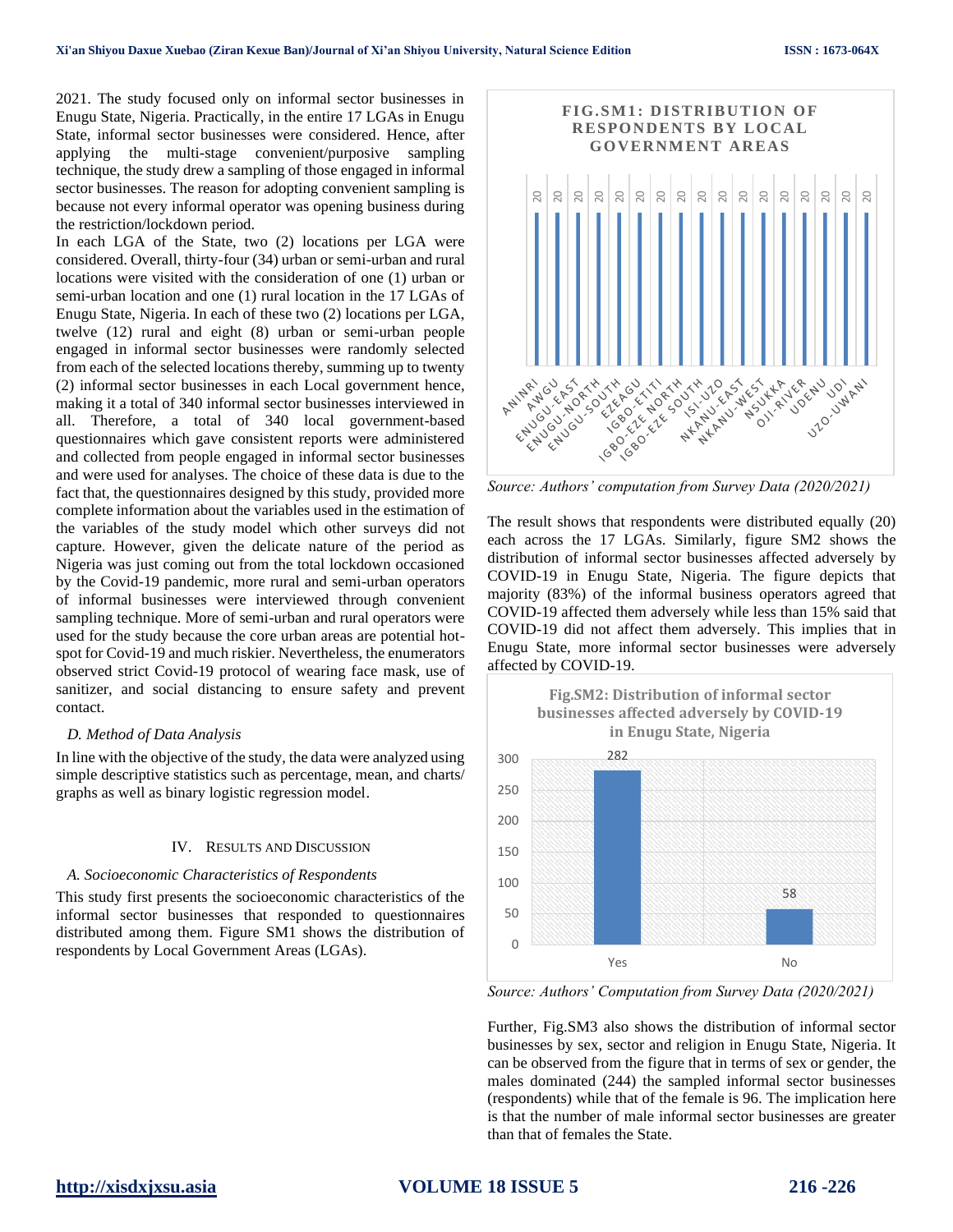2021. The study focused only on informal sector businesses in Enugu State, Nigeria. Practically, in the entire 17 LGAs in Enugu State, informal sector businesses were considered. Hence, after applying the multi-stage convenient/purposive sampling technique, the study drew a sampling of those engaged in informal sector businesses. The reason for adopting convenient sampling is because not every informal operator was opening business during the restriction/lockdown period.

In each LGA of the State, two (2) locations per LGA were considered. Overall, thirty-four (34) urban or semi-urban and rural locations were visited with the consideration of one (1) urban or semi-urban location and one (1) rural location in the 17 LGAs of Enugu State, Nigeria. In each of these two (2) locations per LGA, twelve (12) rural and eight (8) urban or semi-urban people engaged in informal sector businesses were randomly selected from each of the selected locations thereby, summing up to twenty (2) informal sector businesses in each Local government hence, making it a total of 340 informal sector businesses interviewed in all. Therefore, a total of 340 local government-based questionnaires which gave consistent reports were administered and collected from people engaged in informal sector businesses and were used for analyses. The choice of these data is due to the fact that, the questionnaires designed by this study, provided more complete information about the variables used in the estimation of the variables of the study model which other surveys did not capture. However, given the delicate nature of the period as Nigeria was just coming out from the total lockdown occasioned by the Covid-19 pandemic, more rural and semi-urban operators of informal businesses were interviewed through convenient sampling technique. More of semi-urban and rural operators were used for the study because the core urban areas are potential hot-spot for Covid-19 and much riskier. Nevertheless, the enumerators observed strict Covid-19 protocol of wearing face mask, use of sanitizer, and social distancing to ensure safety and prevent contact.

### *D. Method of Data Analysis*

In line with the objective of the study, the data were analyzed using simple descriptive statistics such as percentage, mean, and charts/ graphs as well as binary logistic regression model.

## IV. Results and Discussion

### *A. Socioeconomic Characteristics of Respondents*

This study first presents the socioeconomic characteristics of the informal sector businesses that responded to questionnaires distributed among them. Figure SM1 shows the distribution of respondents by Local Government Areas (LGAs).

**FIG.SM1: DISTRIBUTION OF RESPONDENTS BY LOCAL GOVERNMENT AREAS**

| LGA | Respondents |
|---|---|
| ANINRI | 20 |
| AWGU | 20 |
| ENUGU-EAST | 20 |
| ENUGU-NORTH | 20 |
| ENUGU-SOUTH | 20 |
| EZEAGU | 20 |
| IGBO-ETITI | 20 |
| IGBO-EZE NORTH | 20 |
| IGBO-EZE SOUTH | 20 |
| ISI-UZO | 20 |
| NKANU-EAST | 20 |
| NKANU-WEST | 20 |
| NSUKKA | 20 |
| OJI-RIVER | 20 |
| UDENU | 20 |
| UDI | 20 |
| UZO-UWANI | 20 |

*Source: Authors' computation from Survey Data (2020/2021)*

The result shows that respondents were distributed equally (20) each across the 17 LGAs. Similarly, figure SM2 shows the distribution of informal sector businesses affected adversely by COVID-19 in Enugu State, Nigeria. The figure depicts that majority (83%) of the informal business operators agreed that COVID-19 affected them adversely while less than 15% said that COVID-19 did not affect them adversely. This implies that in Enugu State, more informal sector businesses were adversely affected by COVID-19.

**Fig.SM2: Distribution of informal sector businesses affected adversely by COVID-19 in Enugu State, Nigeria**

| Response | Number |
|---|---|
| Yes | 282 |
| No | 58 |

*Source: Authors' Computation from Survey Data (2020/2021)*

Further, Fig.SM3 also shows the distribution of informal sector businesses by sex, sector and religion in Enugu State, Nigeria. It can be observed from the figure that in terms of sex or gender, the males dominated (244) the sampled informal sector businesses (respondents) while that of the female is 96. The implication here is that the number of male informal sector businesses are greater than that of females the State.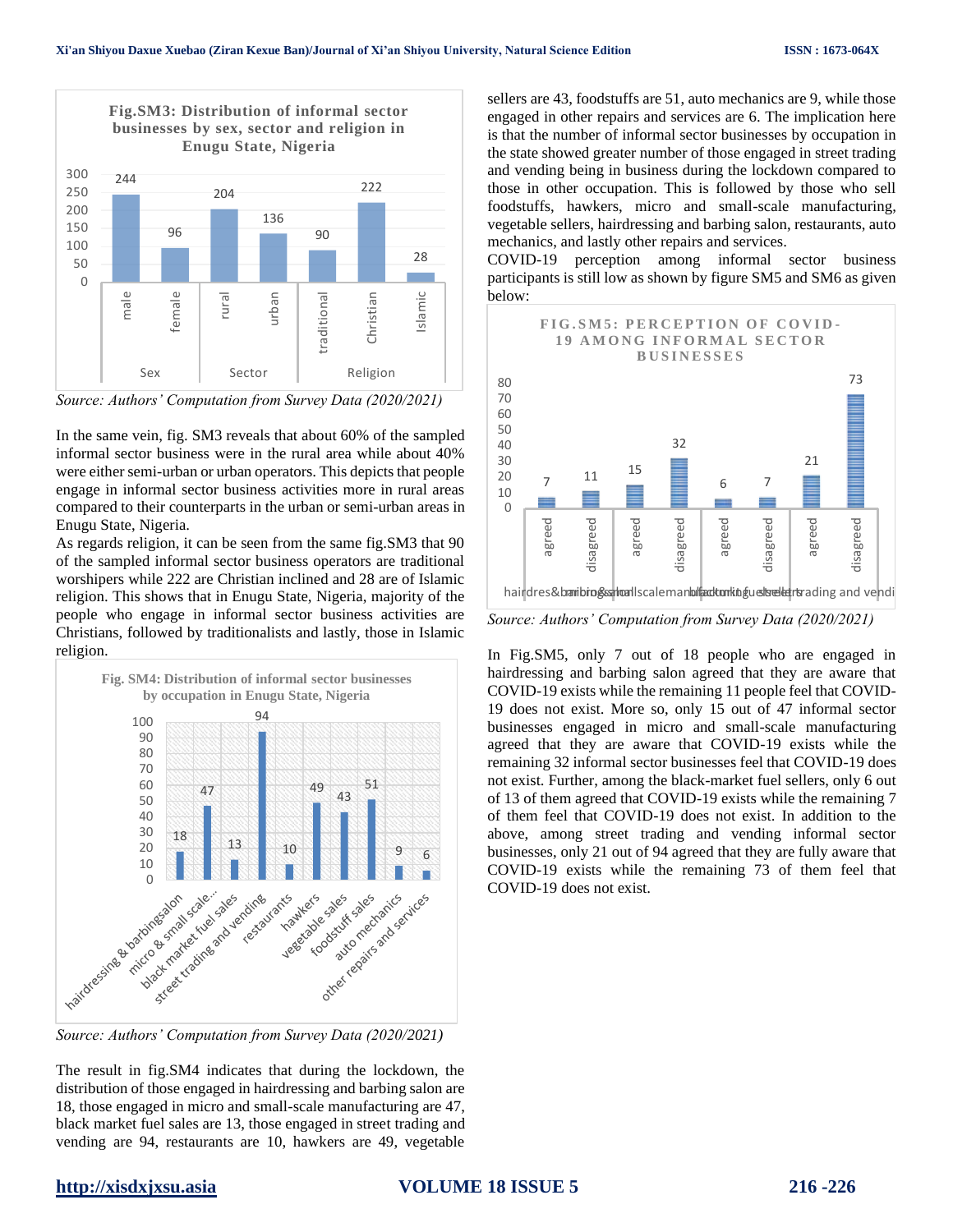Fig.SM3: Distribution of informal sector businesses by sex, sector and religion in Enugu State, Nigeria

| Category | | Value |
|---|---|---|
| Sex | male | 244 |
| | female | 96 |
| Sector | rural | 204 |
| | urban | 136 |
| Religion | traditional | 90 |
| | Christian | 222 |
| | Islamic | 28 |

*Source: Authors' Computation from Survey Data (2020/2021)*

In the same vein, fig. SM3 reveals that about 60% of the sampled informal sector business were in the rural area while about 40% were either semi-urban or urban operators. This depicts that people engage in informal sector business activities more in rural areas compared to their counterparts in the urban or semi-urban areas in Enugu State, Nigeria.

As regards religion, it can be seen from the same fig.SM3 that 90 of the sampled informal sector business operators are traditional worshipers while 222 are Christian inclined and 28 are of Islamic religion. This shows that in Enugu State, Nigeria, majority of the people who engage in informal sector business activities are Christians, followed by traditionalists and lastly, those in Islamic religion.

Fig. SM4: Distribution of informal sector businesses by occupation in Enugu State, Nigeria

| Occupation | Number |
|---|---|
| hairdressing & barbingsalon | 18 |
| micro & small scale... | 47 |
| black market fuel sales | 13 |
| street trading and vending | 94 |
| restaurants | 10 |
| hawkers | 49 |
| vegetable sales | 43 |
| foodstuff sales | 51 |
| auto mechanics | 9 |
| other repairs and services | 6 |

*Source: Authors' Computation from Survey Data (2020/2021)*

The result in fig.SM4 indicates that during the lockdown, the distribution of those engaged in hairdressing and barbing salon are 18, those engaged in micro and small-scale manufacturing are 47, black market fuel sales are 13, those engaged in street trading and vending are 94, restaurants are 10, hawkers are 49, vegetable sellers are 43, foodstuffs are 51, auto mechanics are 9, while those engaged in other repairs and services are 6. The implication here is that the number of informal sector businesses by occupation in the state showed greater number of those engaged in street trading and vending being in business during the lockdown compared to those in other occupation. This is followed by those who sell foodstuffs, hawkers, micro and small-scale manufacturing, vegetable sellers, hairdressing and barbing salon, restaurants, auto mechanics, and lastly other repairs and services.

COVID-19 perception among informal sector business participants is still low as shown by figure SM5 and SM6 as given below:

FIG.SM5: PERCEPTION OF COVID-19 AMONG INFORMAL SECTOR BUSINESSES

| Occupation | agreed | disagreed |
|---|---|---|
| hairdressing & barbing salon | 7 | 11 |
| micro & small scale manufacturing | 15 | 32 |
| black market fuel sellers | 6 | 7 |
| street trading and vending | 21 | 73 |

*Source: Authors' Computation from Survey Data (2020/2021)*

In Fig.SM5, only 7 out of 18 people who are engaged in hairdressing and barbing salon agreed that they are aware that COVID-19 exists while the remaining 11 people feel that COVID-19 does not exist. More so, only 15 out of 47 informal sector businesses engaged in micro and small-scale manufacturing agreed that they are aware that COVID-19 exists while the remaining 32 informal sector businesses feel that COVID-19 does not exist. Further, among the black-market fuel sellers, only 6 out of 13 of them agreed that COVID-19 exists while the remaining 7 of them feel that COVID-19 does not exist. In addition to the above, among street trading and vending informal sector businesses, only 21 out of 94 agreed that they are fully aware that COVID-19 exists while the remaining 73 of them feel that COVID-19 does not exist.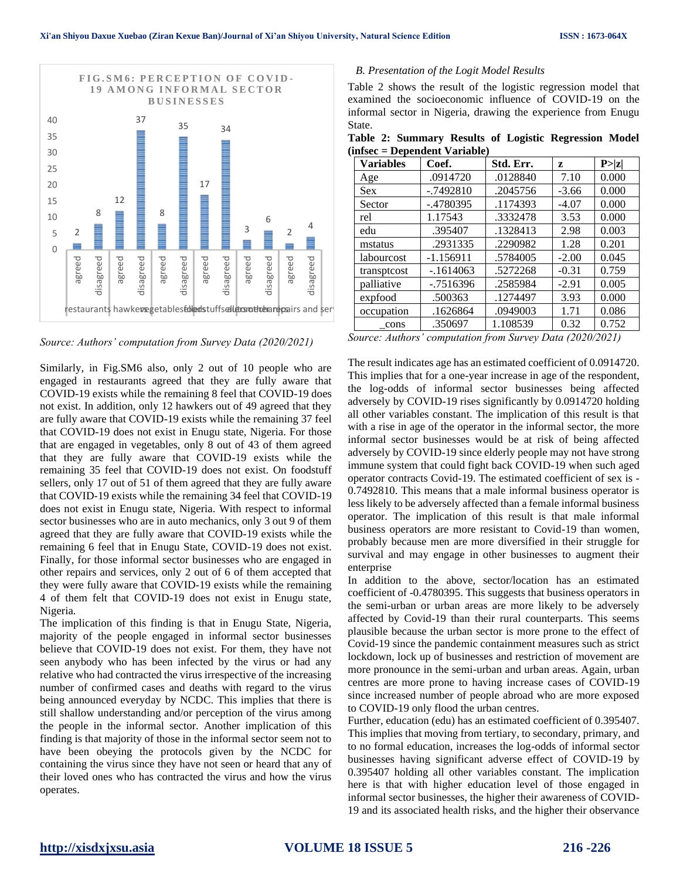**FIG.SM6: PERCEPTION OF COVID-19 AMONG INFORMAL SECTOR BUSINESSES**

| | restaurants | | hawkers | | vegetables | | foodstuff sellers | | auto mechanics | | other repairs and services | |
|---|---|---|---|---|---|---|---|---|---|---|---|---|
| | agreed | disagreed | agreed | disagreed | agreed | disagreed | agreed | disagreed | agreed | disagreed | agreed | disagreed |
| Count | 2 | 8 | 12 | 37 | 8 | 35 | 17 | 34 | 3 | 6 | 2 | 4 |

*Source: Authors' computation from Survey Data (2020/2021)*

Similarly, in Fig.SM6 also, only 2 out of 10 people who are engaged in restaurants agreed that they are fully aware that COVID-19 exists while the remaining 8 feel that COVID-19 does not exist. In addition, only 12 hawkers out of 49 agreed that they are fully aware that COVID-19 exists while the remaining 37 feel that COVID-19 does not exist in Enugu state, Nigeria. For those that are engaged in vegetables, only 8 out of 43 of them agreed that they are fully aware that COVID-19 exists while the remaining 35 feel that COVID-19 does not exist. On foodstuff sellers, only 17 out of 51 of them agreed that they are fully aware that COVID-19 exists while the remaining 34 feel that COVID-19 does not exist in Enugu state, Nigeria. With respect to informal sector businesses who are in auto mechanics, only 3 out 9 of them agreed that they are fully aware that COVID-19 exists while the remaining 6 feel that in Enugu State, COVID-19 does not exist. Finally, for those informal sector businesses who are engaged in other repairs and services, only 2 out of 6 of them accepted that they were fully aware that COVID-19 exists while the remaining 4 of them felt that COVID-19 does not exist in Enugu state, Nigeria.

The implication of this finding is that in Enugu State, Nigeria, majority of the people engaged in informal sector businesses believe that COVID-19 does not exist. For them, they have not seen anybody who has been infected by the virus or had any relative who had contracted the virus irrespective of the increasing number of confirmed cases and deaths with regard to the virus being announced everyday by NCDC. This implies that there is still shallow understanding and/or perception of the virus among the people in the informal sector. Another implication of this finding is that majority of those in the informal sector seem not to have been obeying the protocols given by the NCDC for containing the virus since they have not seen or heard that any of their loved ones who has contracted the virus and how the virus operates.

*B. Presentation of the Logit Model Results*

Table 2 shows the result of the logistic regression model that examined the socioeconomic influence of COVID-19 on the informal sector in Nigeria, drawing the experience from Enugu State.

**Table 2: Summary Results of Logistic Regression Model (infsec = Dependent Variable)**

| Variables | Coef. | Std. Err. | z | P>\|z\| |
|---|---|---|---|---|
| Age | .0914720 | .0128840 | 7.10 | 0.000 |
| Sex | -.7492810 | .2045756 | -3.66 | 0.000 |
| Sector | -.4780395 | .1174393 | -4.07 | 0.000 |
| rel | 1.17543 | .3332478 | 3.53 | 0.000 |
| edu | .395407 | .1328413 | 2.98 | 0.003 |
| mstatus | .2931335 | .2290982 | 1.28 | 0.201 |
| labourcost | -1.156911 | .5784005 | -2.00 | 0.045 |
| transptcost | -.1614063 | .5272268 | -0.31 | 0.759 |
| palliative | -.7516396 | .2585984 | -2.91 | 0.005 |
| expfood | .500363 | .1274497 | 3.93 | 0.000 |
| occupation | .1626864 | .0949003 | 1.71 | 0.086 |
| _cons | .350697 | 1.108539 | 0.32 | 0.752 |

*Source: Authors' computation from Survey Data (2020/2021)*

The result indicates age has an estimated coefficient of 0.0914720. This implies that for a one-year increase in age of the respondent, the log-odds of informal sector businesses being affected adversely by COVID-19 rises significantly by 0.0914720 holding all other variables constant. The implication of this result is that with a rise in age of the operator in the informal sector, the more informal sector businesses would be at risk of being affected adversely by COVID-19 since elderly people may not have strong immune system that could fight back COVID-19 when such aged operator contracts Covid-19. The estimated coefficient of sex is -0.7492810. This means that a male informal business operator is less likely to be adversely affected than a female informal business operator. The implication of this result is that male informal business operators are more resistant to Covid-19 than women, probably because men are more diversified in their struggle for survival and may engage in other businesses to augment their enterprise

In addition to the above, sector/location has an estimated coefficient of -0.4780395. This suggests that business operators in the semi-urban or urban areas are more likely to be adversely affected by Covid-19 than their rural counterparts. This seems plausible because the urban sector is more prone to the effect of Covid-19 since the pandemic containment measures such as strict lockdown, lock up of businesses and restriction of movement are more pronounce in the semi-urban and urban areas. Again, urban centres are more prone to having increase cases of COVID-19 since increased number of people abroad who are more exposed to COVID-19 only flood the urban centres.

Further, education (edu) has an estimated coefficient of 0.395407. This implies that moving from tertiary, to secondary, primary, and to no formal education, increases the log-odds of informal sector businesses having significant adverse effect of COVID-19 by 0.395407 holding all other variables constant. The implication here is that with higher education level of those engaged in informal sector businesses, the higher their awareness of COVID-19 and its associated health risks, and the higher their observance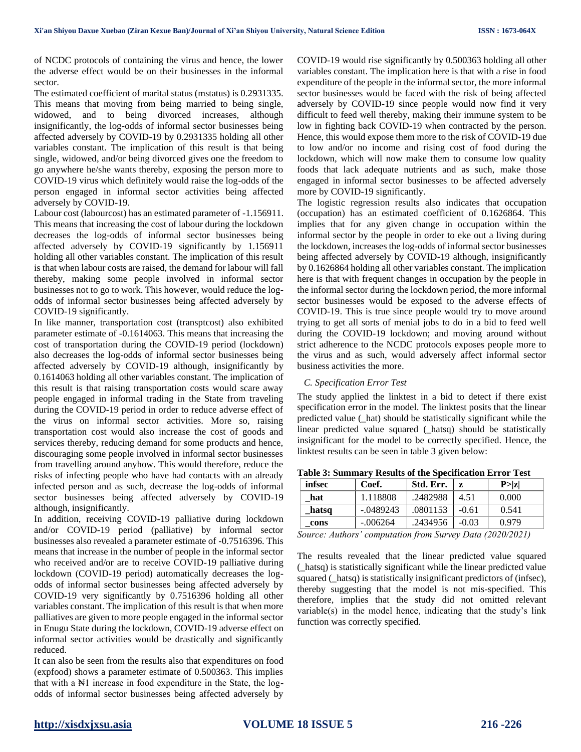of NCDC protocols of containing the virus and hence, the lower the adverse effect would be on their businesses in the informal sector.

The estimated coefficient of marital status (mstatus) is 0.2931335. This means that moving from being married to being single, widowed, and to being divorced increases, although insignificantly, the log-odds of informal sector businesses being affected adversely by COVID-19 by 0.2931335 holding all other variables constant. The implication of this result is that being single, widowed, and/or being divorced gives one the freedom to go anywhere he/she wants thereby, exposing the person more to COVID-19 virus which definitely would raise the log-odds of the person engaged in informal sector activities being affected adversely by COVID-19.

Labour cost (labourcost) has an estimated parameter of -1.156911. This means that increasing the cost of labour during the lockdown decreases the log-odds of informal sector businesses being affected adversely by COVID-19 significantly by 1.156911 holding all other variables constant. The implication of this result is that when labour costs are raised, the demand for labour will fall thereby, making some people involved in informal sector businesses not to go to work. This however, would reduce the log-odds of informal sector businesses being affected adversely by COVID-19 significantly.

In like manner, transportation cost (transptcost) also exhibited parameter estimate of -0.1614063. This means that increasing the cost of transportation during the COVID-19 period (lockdown) also decreases the log-odds of informal sector businesses being affected adversely by COVID-19 although, insignificantly by 0.1614063 holding all other variables constant. The implication of this result is that raising transportation costs would scare away people engaged in informal trading in the State from traveling during the COVID-19 period in order to reduce adverse effect of the virus on informal sector activities. More so, raising transportation cost would also increase the cost of goods and services thereby, reducing demand for some products and hence, discouraging some people involved in informal sector businesses from travelling around anyhow. This would therefore, reduce the risks of infecting people who have had contacts with an already infected person and as such, decrease the log-odds of informal sector businesses being affected adversely by COVID-19 although, insignificantly.

In addition, receiving COVID-19 palliative during lockdown and/or COVID-19 period (palliative) by informal sector businesses also revealed a parameter estimate of -0.7516396. This means that increase in the number of people in the informal sector who received and/or are to receive COVID-19 palliative during lockdown (COVID-19 period) automatically decreases the log-odds of informal sector businesses being affected adversely by COVID-19 very significantly by 0.7516396 holding all other variables constant. The implication of this result is that when more palliatives are given to more people engaged in the informal sector in Enugu State during the lockdown, COVID-19 adverse effect on informal sector activities would be drastically and significantly reduced.

It can also be seen from the results also that expenditures on food (expfood) shows a parameter estimate of 0.500363. This implies that with a ₦1 increase in food expenditure in the State, the log-odds of informal sector businesses being affected adversely by COVID-19 would rise significantly by 0.500363 holding all other variables constant. The implication here is that with a rise in food expenditure of the people in the informal sector, the more informal sector businesses would be faced with the risk of being affected adversely by COVID-19 since people would now find it very difficult to feed well thereby, making their immune system to be low in fighting back COVID-19 when contracted by the person. Hence, this would expose them more to the risk of COVID-19 due to low and/or no income and rising cost of food during the lockdown, which will now make them to consume low quality foods that lack adequate nutrients and as such, make those engaged in informal sector businesses to be affected adversely more by COVID-19 significantly.

The logistic regression results also indicates that occupation (occupation) has an estimated coefficient of 0.1626864. This implies that for any given change in occupation within the informal sector by the people in order to eke out a living during the lockdown, increases the log-odds of informal sector businesses being affected adversely by COVID-19 although, insignificantly by 0.1626864 holding all other variables constant. The implication here is that with frequent changes in occupation by the people in the informal sector during the lockdown period, the more informal sector businesses would be exposed to the adverse effects of COVID-19. This is true since people would try to move around trying to get all sorts of menial jobs to do in a bid to feed well during the COVID-19 lockdown; and moving around without strict adherence to the NCDC protocols exposes people more to the virus and as such, would adversely affect informal sector business activities the more.

### *C. Specification Error Test*

The study applied the linktest in a bid to detect if there exist specification error in the model. The linktest posits that the linear predicted value (_hat) should be statistically significant while the linear predicted value squared (_hatsq) should be statistically insignificant for the model to be correctly specified. Hence, the linktest results can be seen in table 3 given below:

**Table 3: Summary Results of the Specification Error Test**

| infsec | Coef. | Std. Err. | z | P>\|z\| |
|---|---|---|---|---|
| _hat | 1.118808 | .2482988 | 4.51 | 0.000 |
| _hatsq | -.0489243 | .0801153 | -0.61 | 0.541 |
| _cons | -.006264 | .2434956 | -0.03 | 0.979 |

*Source: Authors' computation from Survey Data (2020/2021)*

The results revealed that the linear predicted value squared (_hatsq) is statistically significant while the linear predicted value squared (_hatsq) is statistically insignificant predictors of (infsec), thereby suggesting that the model is not mis-specified. This therefore, implies that the study did not omitted relevant variable(s) in the model hence, indicating that the study's link function was correctly specified.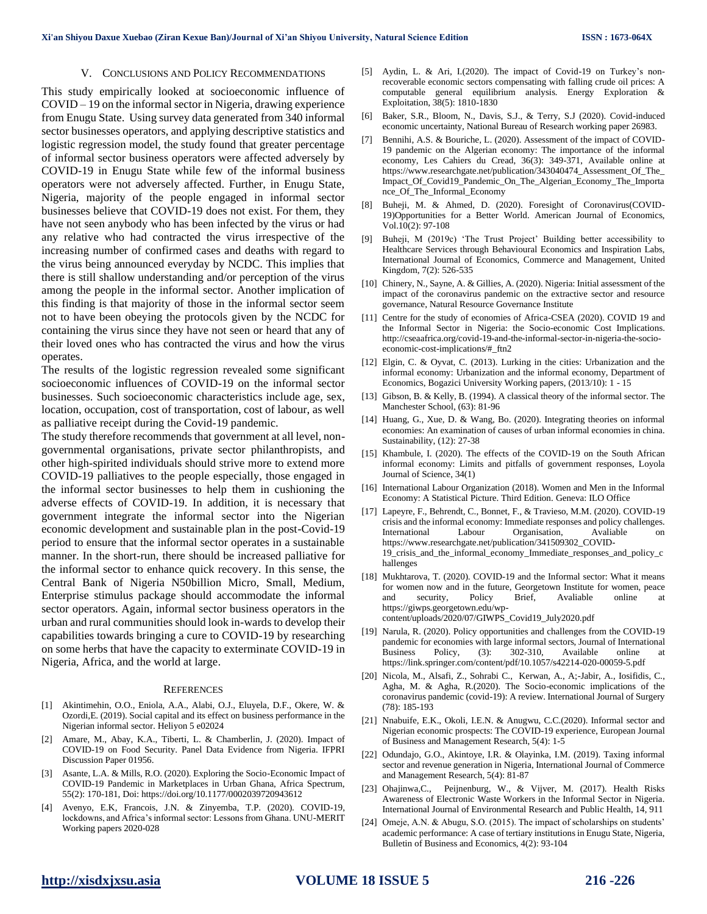## V. Conclusions and Policy Recommendations

This study empirically looked at socioeconomic influence of COVID – 19 on the informal sector in Nigeria, drawing experience from Enugu State. Using survey data generated from 340 informal sector businesses operators, and applying descriptive statistics and logistic regression model, the study found that greater percentage of informal sector business operators were affected adversely by COVID-19 in Enugu State while few of the informal business operators were not adversely affected. Further, in Enugu State, Nigeria, majority of the people engaged in informal sector businesses believe that COVID-19 does not exist. For them, they have not seen anybody who has been infected by the virus or had any relative who had contracted the virus irrespective of the increasing number of confirmed cases and deaths with regard to the virus being announced everyday by NCDC. This implies that there is still shallow understanding and/or perception of the virus among the people in the informal sector. Another implication of this finding is that majority of those in the informal sector seem not to have been obeying the protocols given by the NCDC for containing the virus since they have not seen or heard that any of their loved ones who has contracted the virus and how the virus operates.

The results of the logistic regression revealed some significant socioeconomic influences of COVID-19 on the informal sector businesses. Such socioeconomic characteristics include age, sex, location, occupation, cost of transportation, cost of labour, as well as palliative receipt during the Covid-19 pandemic.

The study therefore recommends that government at all level, non-governmental organisations, private sector philanthropists, and other high-spirited individuals should strive more to extend more COVID-19 palliatives to the people especially, those engaged in the informal sector businesses to help them in cushioning the adverse effects of COVID-19. In addition, it is necessary that government integrate the informal sector into the Nigerian economic development and sustainable plan in the post-Covid-19 period to ensure that the informal sector operates in a sustainable manner. In the short-run, there should be increased palliative for the informal sector to enhance quick recovery. In this sense, the Central Bank of Nigeria N50billion Micro, Small, Medium, Enterprise stimulus package should accommodate the informal sector operators. Again, informal sector business operators in the urban and rural communities should look in-wards to develop their capabilities towards bringing a cure to COVID-19 by researching on some herbs that have the capacity to exterminate COVID-19 in Nigeria, Africa, and the world at large.

## References

[1] Akintimehin, O.O., Eniola, A.A., Alabi, O.J., Eluyela, D.F., Okere, W. & Ozordi,E. (2019). Social capital and its effect on business performance in the Nigerian informal sector. Heliyon 5 e02024

[2] Amare, M., Abay, K.A., Tiberti, L. & Chamberlin, J. (2020). Impact of COVID-19 on Food Security. Panel Data Evidence from Nigeria. IFPRI Discussion Paper 01956.

[3] Asante, L.A. & Mills, R.O. (2020). Exploring the Socio-Economic Impact of COVID-19 Pandemic in Marketplaces in Urban Ghana, Africa Spectrum, 55(2): 170-181, Doi: https://doi.org/10.1177/0002039720943612

[4] Avenyo, E.K, Francois, J.N. & Zinyemba, T.P. (2020). COVID-19, lockdowns, and Africa's informal sector: Lessons from Ghana. UNU-MERIT Working papers 2020-028

[5] Aydin, L. & Ari, I.(2020). The impact of Covid-19 on Turkey's non-recoverable economic sectors compensating with falling crude oil prices: A computable general equilibrium analysis. Energy Exploration & Exploitation, 38(5): 1810-1830

[6] Baker, S.R., Bloom, N., Davis, S.J., & Terry, S.J (2020). Covid-induced economic uncertainty, National Bureau of Research working paper 26983.

[7] Bennihi, A.S. & Bouriche, L. (2020). Assessment of the impact of COVID-19 pandemic on the Algerian economy: The importance of the informal economy, Les Cahiers du Cread, 36(3): 349-371, Available online at https://www.researchgate.net/publication/343040474_Assessment_Of_The_Impact_Of_Covid19_Pandemic_On_The_Algerian_Economy_The_Importance_Of_The_Informal_Economy

[8] Buheji, M. & Ahmed, D. (2020). Foresight of Coronavirus(COVID-19)Opportunities for a Better World. American Journal of Economics, Vol.10(2): 97-108

[9] Buheji, M (2019c) 'The Trust Project' Building better accessibility to Healthcare Services through Behavioural Economics and Inspiration Labs, International Journal of Economics, Commerce and Management, United Kingdom, 7(2): 526-535

[10] Chinery, N., Sayne, A. & Gillies, A. (2020). Nigeria: Initial assessment of the impact of the coronavirus pandemic on the extractive sector and resource governance, Natural Resource Governance Institute

[11] Centre for the study of economies of Africa-CSEA (2020). COVID 19 and the Informal Sector in Nigeria: the Socio-economic Cost Implications. http://cseaafrica.org/covid-19-and-the-informal-sector-in-nigeria-the-socio-economic-cost-implications/#_ftn2

[12] Elgin, C. & Oyvat, C. (2013). Lurking in the cities: Urbanization and the informal economy: Urbanization and the informal economy, Department of Economics, Bogazici University Working papers, (2013/10): 1 - 15

[13] Gibson, B. & Kelly, B. (1994). A classical theory of the informal sector. The Manchester School, (63): 81-96

[14] Huang, G., Xue, D. & Wang, Bo. (2020). Integrating theories on informal economies: An examination of causes of urban informal economies in china. Sustainability, (12): 27-38

[15] Khambule, I. (2020). The effects of the COVID-19 on the South African informal economy: Limits and pitfalls of government responses, Loyola Journal of Science, 34(1)

[16] International Labour Organization (2018). Women and Men in the Informal Economy: A Statistical Picture. Third Edition. Geneva: ILO Office

[17] Lapeyre, F., Behrendt, C., Bonnet, F., & Travieso, M.M. (2020). COVID-19 crisis and the informal economy: Immediate responses and policy challenges. International Labour Organisation, Avaliable on https://www.researchgate.net/publication/341509302_COVID-19_crisis_and_the_informal_economy_Immediate_responses_and_policy_challenges

[18] Mukhtarova, T. (2020). COVID-19 and the Informal sector: What it means for women now and in the future, Georgetown Institute for women, peace and security, Policy Brief, Avaliable online at https://giwps.georgetown.edu/wp-content/uploads/2020/07/GIWPS_Covid19_July2020.pdf

[19] Narula, R. (2020). Policy opportunities and challenges from the COVID-19 pandemic for economies with large informal sectors, Journal of International Business Policy, (3): 302-310, Available online at https://link.springer.com/content/pdf/10.1057/s42214-020-00059-5.pdf

[20] Nicola, M., Alsafi, Z., Sohrabi C., Kerwan, A., A;-Jabir, A., Iosifidis, C., Agha, M. & Agha, R.(2020). The Socio-economic implications of the coronavirus pandemic (covid-19): A review. International Journal of Surgery (78): 185-193

[21] Nnabuife, E.K., Okoli, I.E.N. & Anugwu, C.C.(2020). Informal sector and Nigerian economic prospects: The COVID-19 experience, European Journal of Business and Management Research, 5(4): 1-5

[22] Odundajo, G.O., Akintoye, I.R. & Olayinka, I.M. (2019). Taxing informal sector and revenue generation in Nigeria, International Journal of Commerce and Management Research, 5(4): 81-87

[23] Ohajinwa,C., Peijnenburg, W., & Vijver, M. (2017). Health Risks Awareness of Electronic Waste Workers in the Informal Sector in Nigeria. International Journal of Environmental Research and Public Health, 14, 911

[24] Omeje, A.N. & Abugu, S.O. (2015). The impact of scholarships on students' academic performance: A case of tertiary institutions in Enugu State, Nigeria, Bulletin of Business and Economics, 4(2): 93-104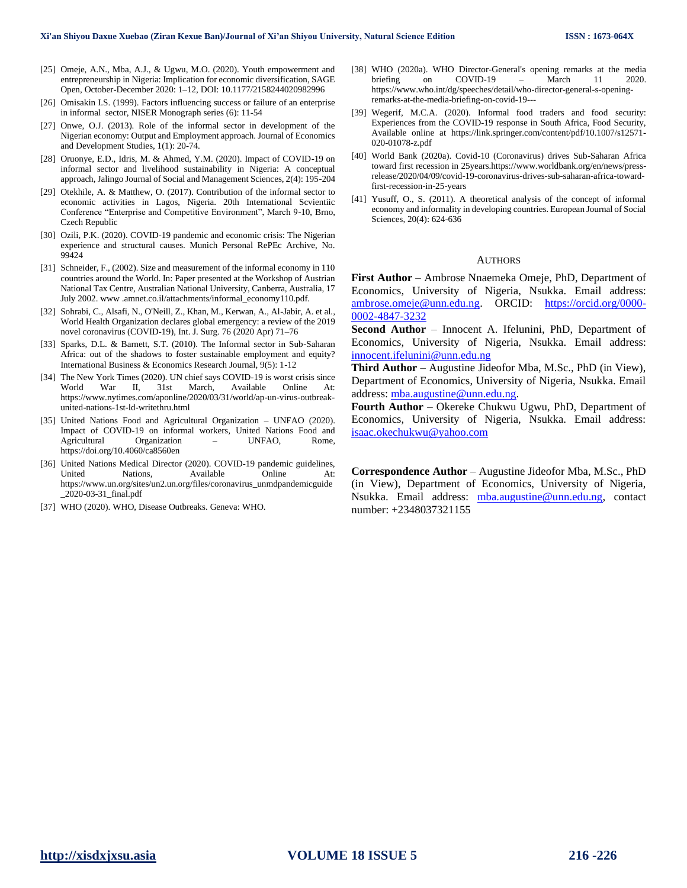[25] Omeje, A.N., Mba, A.J., & Ugwu, M.O. (2020). Youth empowerment and entrepreneurship in Nigeria: Implication for economic diversification, SAGE Open, October-December 2020: 1–12, DOI: 10.1177/2158244020982996

[26] Omisakin I.S. (1999). Factors influencing success or failure of an enterprise in informal sector, NISER Monograph series (6): 11-54

[27] Onwe, O.J. (2013). Role of the informal sector in development of the Nigerian economy: Output and Employment approach. Journal of Economics and Development Studies, 1(1): 20-74.

[28] Oruonye, E.D., Idris, M. & Ahmed, Y.M. (2020). Impact of COVID-19 on informal sector and livelihood sustainability in Nigeria: A conceptual approach, Jalingo Journal of Social and Management Sciences, 2(4): 195-204

[29] Otekhile, A. & Matthew, O. (2017). Contribution of the informal sector to economic activities in Lagos, Nigeria. 20th International Scvientiic Conference "Enterprise and Competitive Environment", March 9-10, Brno, Czech Republic

[30] Ozili, P.K. (2020). COVID-19 pandemic and economic crisis: The Nigerian experience and structural causes. Munich Personal RePEc Archive, No. 99424

[31] Schneider, F., (2002). Size and measurement of the informal economy in 110 countries around the World. In: Paper presented at the Workshop of Austrian National Tax Centre, Australian National University, Canberra, Australia, 17 July 2002. www .amnet.co.il/attachments/informal_economy110.pdf.

[32] Sohrabi, C., Alsafi, N., O'Neill, Z., Khan, M., Kerwan, A., Al-Jabir, A. et al., World Health Organization declares global emergency: a review of the 2019 novel coronavirus (COVID-19), Int. J. Surg. 76 (2020 Apr) 71–76

[33] Sparks, D.L. & Barnett, S.T. (2010). The Informal sector in Sub-Saharan Africa: out of the shadows to foster sustainable employment and equity? International Business & Economics Research Journal, 9(5): 1-12

[34] The New York Times (2020). UN chief says COVID-19 is worst crisis since World War II, 31st March, Available Online At: https://www.nytimes.com/aponline/2020/03/31/world/ap-un-virus-outbreak-united-nations-1st-ld-writethru.html

[35] United Nations Food and Agricultural Organization – UNFAO (2020). Impact of COVID-19 on informal workers, United Nations Food and Agricultural Organization – UNFAO, Rome, https://doi.org/10.4060/ca8560en

[36] United Nations Medical Director (2020). COVID-19 pandemic guidelines, United Nations, Available Online At: https://www.un.org/sites/un2.un.org/files/coronavirus_unmdpandemicguide_2020-03-31_final.pdf

[37] WHO (2020). WHO, Disease Outbreaks. Geneva: WHO.

[38] WHO (2020a). WHO Director-General's opening remarks at the media briefing on COVID-19 – March 11 2020. https://www.who.int/dg/speeches/detail/who-director-general-s-opening-remarks-at-the-media-briefing-on-covid-19---

[39] Wegerif, M.C.A. (2020). Informal food traders and food security: Experiences from the COVID-19 response in South Africa, Food Security, Available online at https://link.springer.com/content/pdf/10.1007/s12571-020-01078-z.pdf

[40] World Bank (2020a). Covid-10 (Coronavirus) drives Sub-Saharan Africa toward first recession in 25years.https://www.worldbank.org/en/news/press-release/2020/04/09/covid-19-coronavirus-drives-sub-saharan-africa-toward-first-recession-in-25-years

[41] Yusuff, O., S. (2011). A theoretical analysis of the concept of informal economy and informality in developing countries. European Journal of Social Sciences, 20(4): 624-636

## AUTHORS

**First Author** – Ambrose Nnaemeka Omeje, PhD, Department of Economics, University of Nigeria, Nsukka. Email address: ambrose.omeje@unn.edu.ng. ORCID: https://orcid.org/0000-0002-4847-3232

**Second Author** – Innocent A. Ifelunini, PhD, Department of Economics, University of Nigeria, Nsukka. Email address: innocent.ifelunini@unn.edu.ng

**Third Author** – Augustine Jideofor Mba, M.Sc., PhD (in View), Department of Economics, University of Nigeria, Nsukka. Email address: mba.augustine@unn.edu.ng.

**Fourth Author** – Okereke Chukwu Ugwu, PhD, Department of Economics, University of Nigeria, Nsukka. Email address: isaac.okechukwu@yahoo.com

**Correspondence Author** – Augustine Jideofor Mba, M.Sc., PhD (in View), Department of Economics, University of Nigeria, Nsukka. Email address: mba.augustine@unn.edu.ng, contact number: +2348037321155